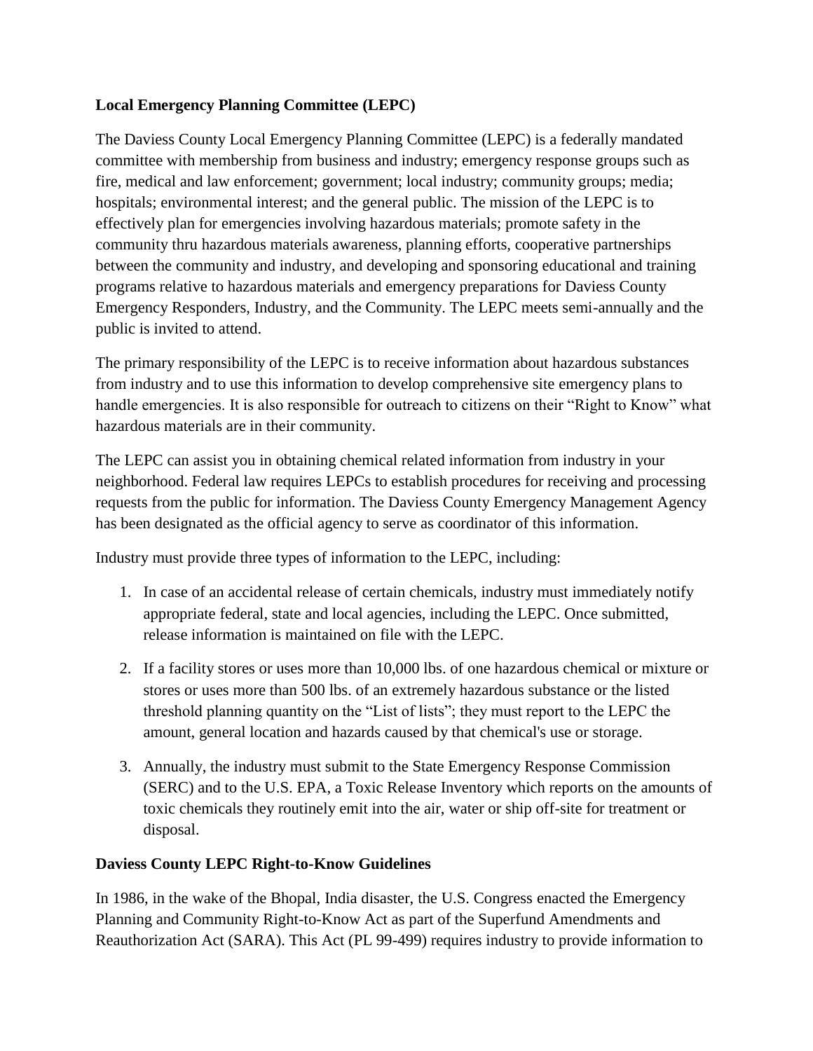**Local Emergency Planning Committee (LEPC)**

The Daviess County Local Emergency Planning Committee (LEPC) is a federally mandated committee with membership from business and industry; emergency response groups such as fire, medical and law enforcement; government; local industry; community groups; media; hospitals; environmental interest; and the general public. The mission of the LEPC is to effectively plan for emergencies involving hazardous materials; promote safety in the community thru hazardous materials awareness, planning efforts, cooperative partnerships between the community and industry, and developing and sponsoring educational and training programs relative to hazardous materials and emergency preparations for Daviess County Emergency Responders, Industry, and the Community. The LEPC meets semi-annually and the public is invited to attend.

The primary responsibility of the LEPC is to receive information about hazardous substances from industry and to use this information to develop comprehensive site emergency plans to handle emergencies. It is also responsible for outreach to citizens on their "Right to Know" what hazardous materials are in their community.

The LEPC can assist you in obtaining chemical related information from industry in your neighborhood. Federal law requires LEPCs to establish procedures for receiving and processing requests from the public for information. The Daviess County Emergency Management Agency has been designated as the official agency to serve as coordinator of this information.

Industry must provide three types of information to the LEPC, including:

1. In case of an accidental release of certain chemicals, industry must immediately notify appropriate federal, state and local agencies, including the LEPC. Once submitted, release information is maintained on file with the LEPC.

2. If a facility stores or uses more than 10,000 lbs. of one hazardous chemical or mixture or stores or uses more than 500 lbs. of an extremely hazardous substance or the listed threshold planning quantity on the "List of lists"; they must report to the LEPC the amount, general location and hazards caused by that chemical's use or storage.

3. Annually, the industry must submit to the State Emergency Response Commission (SERC) and to the U.S. EPA, a Toxic Release Inventory which reports on the amounts of toxic chemicals they routinely emit into the air, water or ship off-site for treatment or disposal.

**Daviess County LEPC Right-to-Know Guidelines**

In 1986, in the wake of the Bhopal, India disaster, the U.S. Congress enacted the Emergency Planning and Community Right-to-Know Act as part of the Superfund Amendments and Reauthorization Act (SARA). This Act (PL 99-499) requires industry to provide information to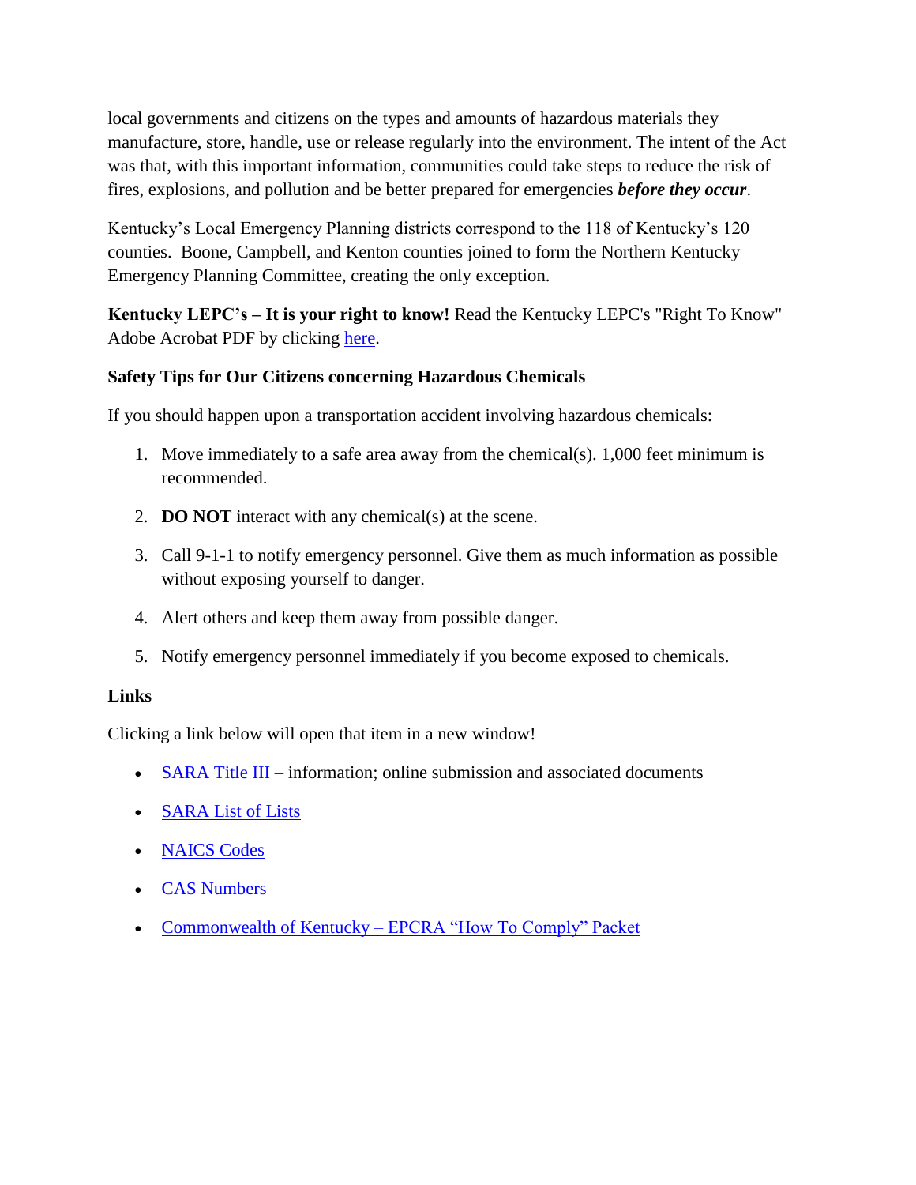local governments and citizens on the types and amounts of hazardous materials they manufacture, store, handle, use or release regularly into the environment. The intent of the Act was that, with this important information, communities could take steps to reduce the risk of fires, explosions, and pollution and be better prepared for emergencies ***before they occur***.

Kentucky's Local Emergency Planning districts correspond to the 118 of Kentucky's 120 counties. Boone, Campbell, and Kenton counties joined to form the Northern Kentucky Emergency Planning Committee, creating the only exception.

**Kentucky LEPC's – It is your right to know!** Read the Kentucky LEPC's "Right To Know" Adobe Acrobat PDF by clicking here.

**Safety Tips for Our Citizens concerning Hazardous Chemicals**

If you should happen upon a transportation accident involving hazardous chemicals:

1. Move immediately to a safe area away from the chemical(s). 1,000 feet minimum is recommended.
2. **DO NOT** interact with any chemical(s) at the scene.
3. Call 9-1-1 to notify emergency personnel. Give them as much information as possible without exposing yourself to danger.
4. Alert others and keep them away from possible danger.
5. Notify emergency personnel immediately if you become exposed to chemicals.

**Links**

Clicking a link below will open that item in a new window!

- SARA Title III – information; online submission and associated documents
- SARA List of Lists
- NAICS Codes
- CAS Numbers
- Commonwealth of Kentucky – EPCRA "How To Comply" Packet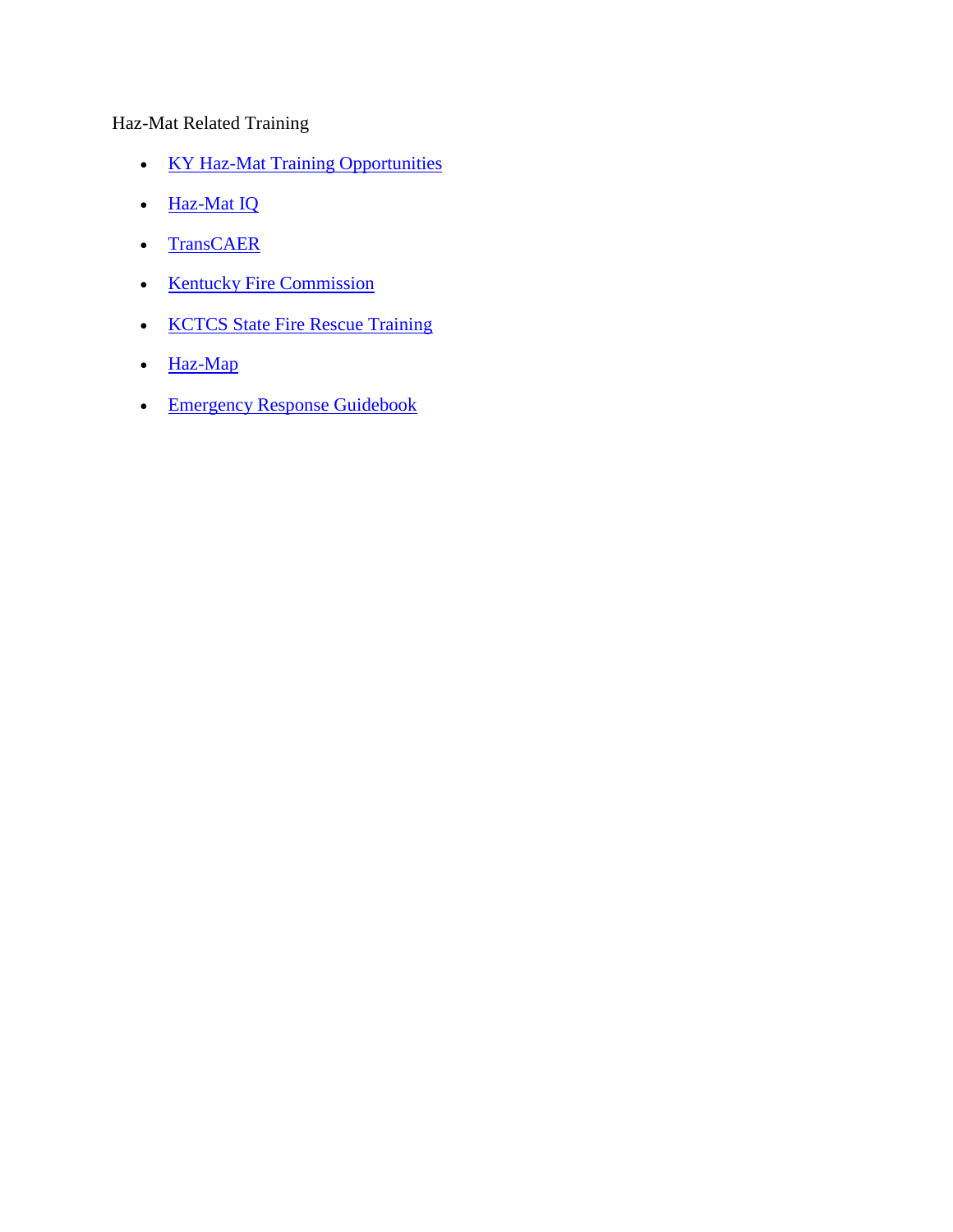Haz-Mat Related Training

- KY Haz-Mat Training Opportunities
- Haz-Mat IQ
- TransCAER
- Kentucky Fire Commission
- KCTCS State Fire Rescue Training
- Haz-Map
- Emergency Response Guidebook